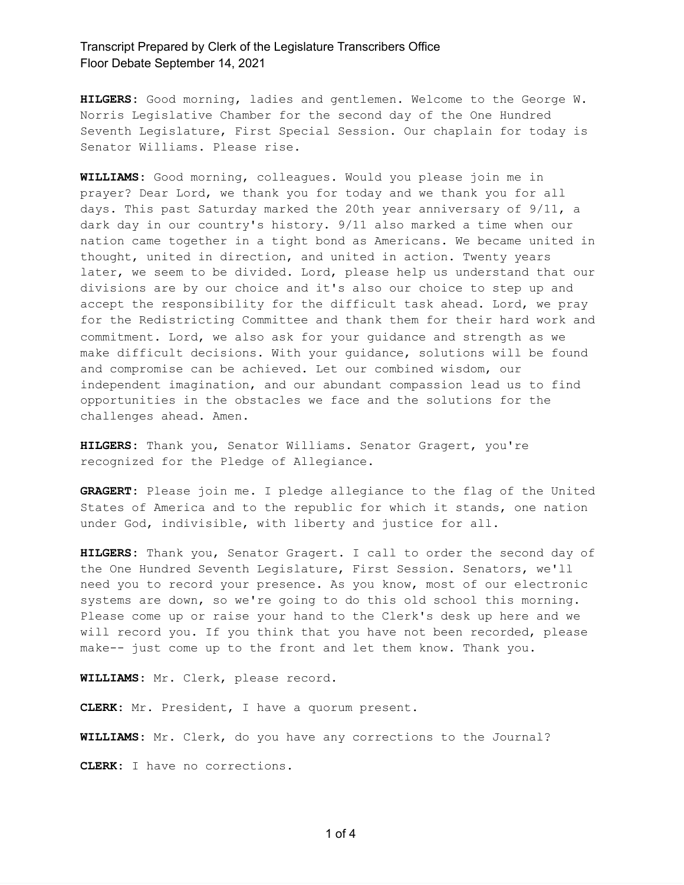**HILGERS:** Good morning, ladies and gentlemen. Welcome to the George W. Norris Legislative Chamber for the second day of the One Hundred Seventh Legislature, First Special Session. Our chaplain for today is Senator Williams. Please rise.

**WILLIAMS:** Good morning, colleagues. Would you please join me in prayer? Dear Lord, we thank you for today and we thank you for all days. This past Saturday marked the 20th year anniversary of 9/11, a dark day in our country's history. 9/11 also marked a time when our nation came together in a tight bond as Americans. We became united in thought, united in direction, and united in action. Twenty years later, we seem to be divided. Lord, please help us understand that our divisions are by our choice and it's also our choice to step up and accept the responsibility for the difficult task ahead. Lord, we pray for the Redistricting Committee and thank them for their hard work and commitment. Lord, we also ask for your guidance and strength as we make difficult decisions. With your guidance, solutions will be found and compromise can be achieved. Let our combined wisdom, our independent imagination, and our abundant compassion lead us to find opportunities in the obstacles we face and the solutions for the challenges ahead. Amen.

**HILGERS:** Thank you, Senator Williams. Senator Gragert, you're recognized for the Pledge of Allegiance.

**GRAGERT:** Please join me. I pledge allegiance to the flag of the United States of America and to the republic for which it stands, one nation under God, indivisible, with liberty and justice for all.

**HILGERS:** Thank you, Senator Gragert. I call to order the second day of the One Hundred Seventh Legislature, First Session. Senators, we'll need you to record your presence. As you know, most of our electronic systems are down, so we're going to do this old school this morning. Please come up or raise your hand to the Clerk's desk up here and we will record you. If you think that you have not been recorded, please make-- just come up to the front and let them know. Thank you.

**WILLIAMS:** Mr. Clerk, please record.

**CLERK:** Mr. President, I have a quorum present.

**WILLIAMS:** Mr. Clerk, do you have any corrections to the Journal?

**CLERK:** I have no corrections.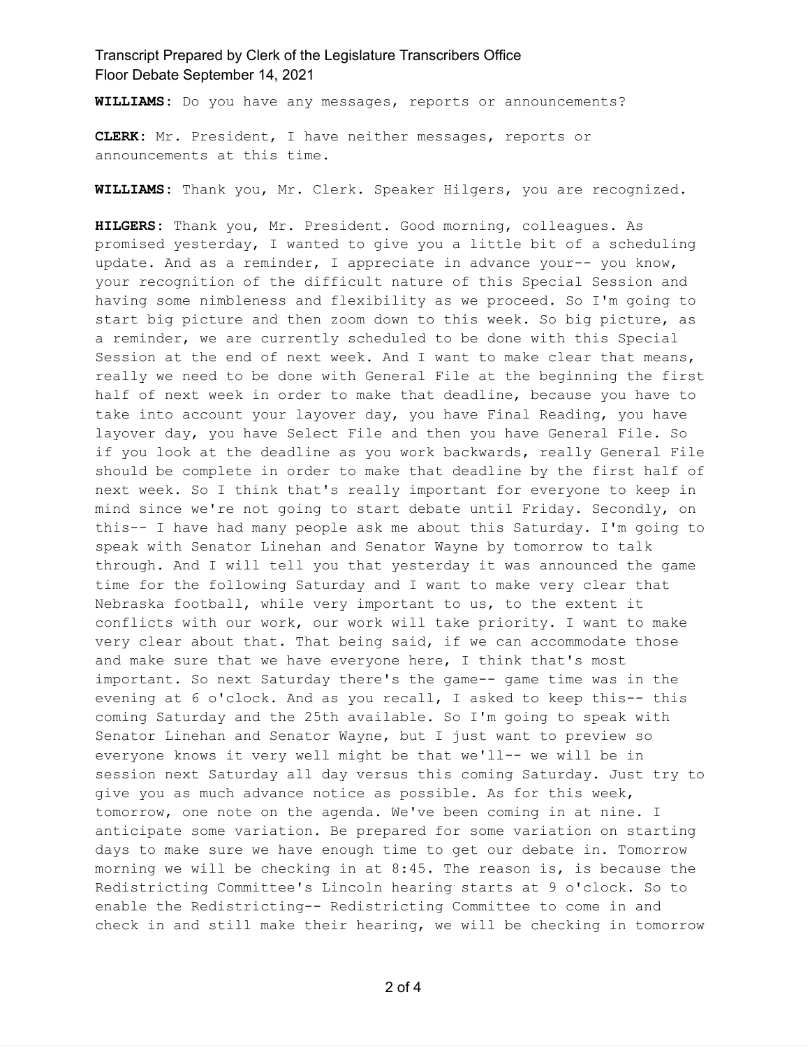**WILLIAMS:** Do you have any messages, reports or announcements?

**CLERK:** Mr. President, I have neither messages, reports or announcements at this time.

**WILLIAMS:** Thank you, Mr. Clerk. Speaker Hilgers, you are recognized.

**HILGERS:** Thank you, Mr. President. Good morning, colleagues. As promised yesterday, I wanted to give you a little bit of a scheduling update. And as a reminder, I appreciate in advance your-- you know, your recognition of the difficult nature of this Special Session and having some nimbleness and flexibility as we proceed. So I'm going to start big picture and then zoom down to this week. So big picture, as a reminder, we are currently scheduled to be done with this Special Session at the end of next week. And I want to make clear that means, really we need to be done with General File at the beginning the first half of next week in order to make that deadline, because you have to take into account your layover day, you have Final Reading, you have layover day, you have Select File and then you have General File. So if you look at the deadline as you work backwards, really General File should be complete in order to make that deadline by the first half of next week. So I think that's really important for everyone to keep in mind since we're not going to start debate until Friday. Secondly, on this-- I have had many people ask me about this Saturday. I'm going to speak with Senator Linehan and Senator Wayne by tomorrow to talk through. And I will tell you that yesterday it was announced the game time for the following Saturday and I want to make very clear that Nebraska football, while very important to us, to the extent it conflicts with our work, our work will take priority. I want to make very clear about that. That being said, if we can accommodate those and make sure that we have everyone here, I think that's most important. So next Saturday there's the game-- game time was in the evening at 6 o'clock. And as you recall, I asked to keep this-- this coming Saturday and the 25th available. So I'm going to speak with Senator Linehan and Senator Wayne, but I just want to preview so everyone knows it very well might be that we'll-- we will be in session next Saturday all day versus this coming Saturday. Just try to give you as much advance notice as possible. As for this week, tomorrow, one note on the agenda. We've been coming in at nine. I anticipate some variation. Be prepared for some variation on starting days to make sure we have enough time to get our debate in. Tomorrow morning we will be checking in at 8:45. The reason is, is because the Redistricting Committee's Lincoln hearing starts at 9 o'clock. So to enable the Redistricting-- Redistricting Committee to come in and check in and still make their hearing, we will be checking in tomorrow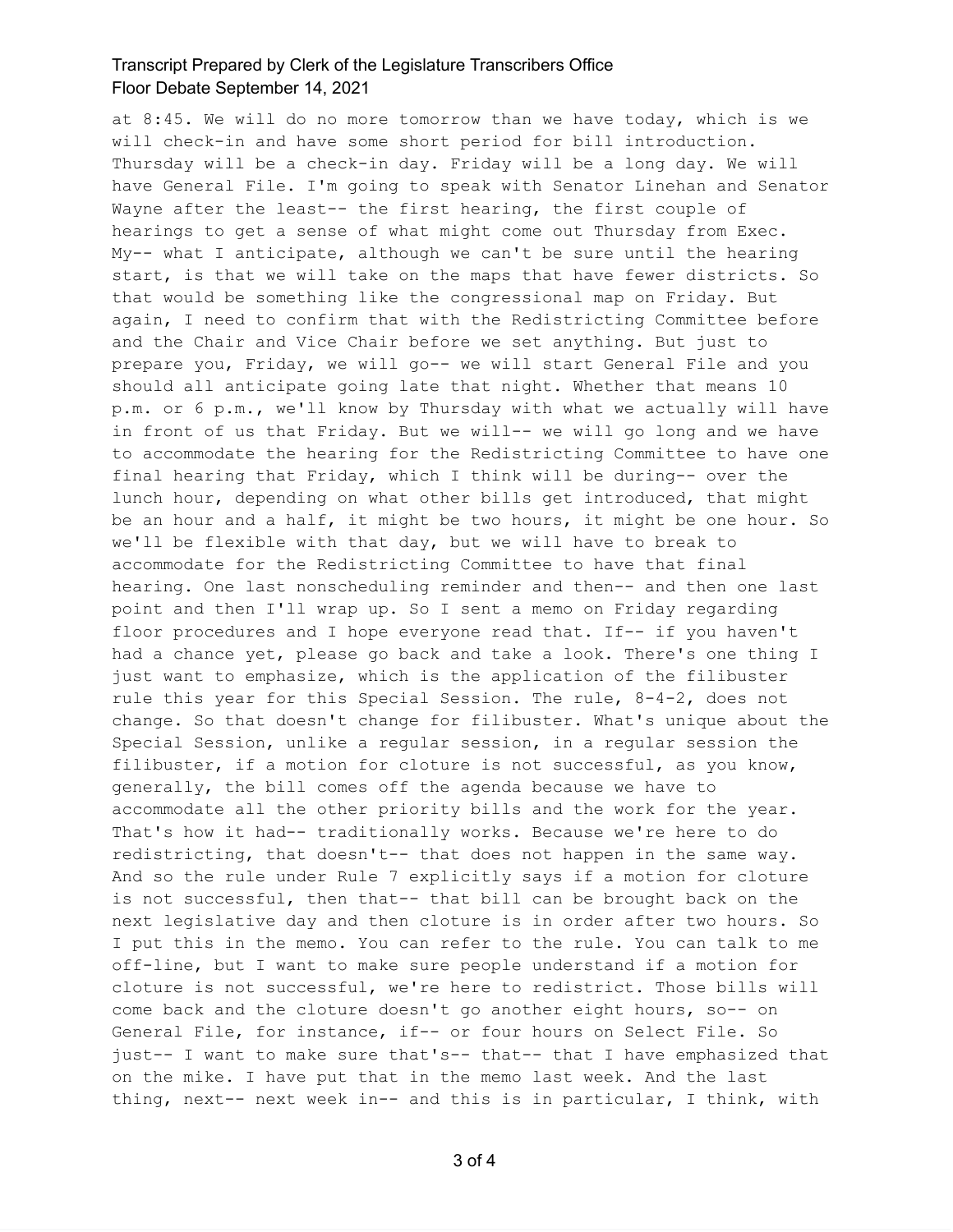at 8:45. We will do no more tomorrow than we have today, which is we will check-in and have some short period for bill introduction. Thursday will be a check-in day. Friday will be a long day. We will have General File. I'm going to speak with Senator Linehan and Senator Wayne after the least-- the first hearing, the first couple of hearings to get a sense of what might come out Thursday from Exec. My-- what I anticipate, although we can't be sure until the hearing start, is that we will take on the maps that have fewer districts. So that would be something like the congressional map on Friday. But again, I need to confirm that with the Redistricting Committee before and the Chair and Vice Chair before we set anything. But just to prepare you, Friday, we will go-- we will start General File and you should all anticipate going late that night. Whether that means 10 p.m. or 6 p.m., we'll know by Thursday with what we actually will have in front of us that Friday. But we will-- we will go long and we have to accommodate the hearing for the Redistricting Committee to have one final hearing that Friday, which I think will be during-- over the lunch hour, depending on what other bills get introduced, that might be an hour and a half, it might be two hours, it might be one hour. So we'll be flexible with that day, but we will have to break to accommodate for the Redistricting Committee to have that final hearing. One last nonscheduling reminder and then-- and then one last point and then I'll wrap up. So I sent a memo on Friday regarding floor procedures and I hope everyone read that. If-- if you haven't had a chance yet, please go back and take a look. There's one thing I just want to emphasize, which is the application of the filibuster rule this year for this Special Session. The rule, 8-4-2, does not change. So that doesn't change for filibuster. What's unique about the Special Session, unlike a regular session, in a regular session the filibuster, if a motion for cloture is not successful, as you know, generally, the bill comes off the agenda because we have to accommodate all the other priority bills and the work for the year. That's how it had-- traditionally works. Because we're here to do redistricting, that doesn't-- that does not happen in the same way. And so the rule under Rule 7 explicitly says if a motion for cloture is not successful, then that-- that bill can be brought back on the next legislative day and then cloture is in order after two hours. So I put this in the memo. You can refer to the rule. You can talk to me off-line, but I want to make sure people understand if a motion for cloture is not successful, we're here to redistrict. Those bills will come back and the cloture doesn't go another eight hours, so-- on General File, for instance, if-- or four hours on Select File. So just-- I want to make sure that's-- that-- that I have emphasized that on the mike. I have put that in the memo last week. And the last thing, next-- next week in-- and this is in particular, I think, with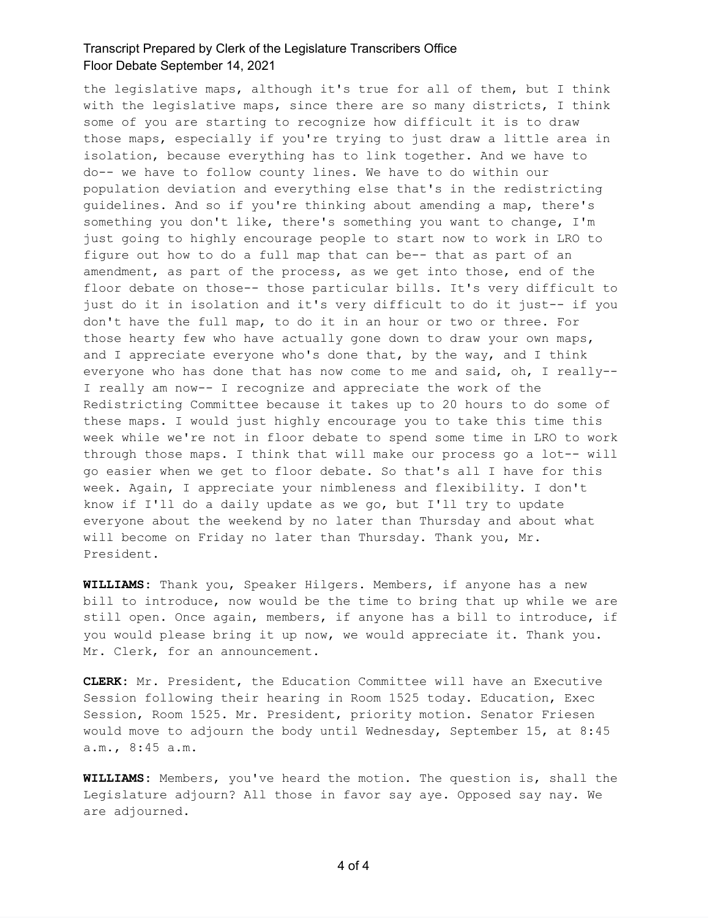the legislative maps, although it's true for all of them, but I think with the legislative maps, since there are so many districts, I think some of you are starting to recognize how difficult it is to draw those maps, especially if you're trying to just draw a little area in isolation, because everything has to link together. And we have to do-- we have to follow county lines. We have to do within our population deviation and everything else that's in the redistricting guidelines. And so if you're thinking about amending a map, there's something you don't like, there's something you want to change, I'm just going to highly encourage people to start now to work in LRO to figure out how to do a full map that can be-- that as part of an amendment, as part of the process, as we get into those, end of the floor debate on those-- those particular bills. It's very difficult to just do it in isolation and it's very difficult to do it just-- if you don't have the full map, to do it in an hour or two or three. For those hearty few who have actually gone down to draw your own maps, and I appreciate everyone who's done that, by the way, and I think everyone who has done that has now come to me and said, oh, I really-- I really am now-- I recognize and appreciate the work of the Redistricting Committee because it takes up to 20 hours to do some of these maps. I would just highly encourage you to take this time this week while we're not in floor debate to spend some time in LRO to work through those maps. I think that will make our process go a lot-- will go easier when we get to floor debate. So that's all I have for this week. Again, I appreciate your nimbleness and flexibility. I don't know if I'll do a daily update as we go, but I'll try to update everyone about the weekend by no later than Thursday and about what will become on Friday no later than Thursday. Thank you, Mr. President.

**WILLIAMS**: Thank you, Speaker Hilgers. Members, if anyone has a new bill to introduce, now would be the time to bring that up while we are still open. Once again, members, if anyone has a bill to introduce, if you would please bring it up now, we would appreciate it. Thank you. Mr. Clerk, for an announcement.

**CLERK**: Mr. President, the Education Committee will have an Executive Session following their hearing in Room 1525 today. Education, Exec Session, Room 1525. Mr. President, priority motion. Senator Friesen would move to adjourn the body until Wednesday, September 15, at 8:45 a.m., 8:45 a.m.

**WILLIAMS**: Members, you've heard the motion. The question is, shall the Legislature adjourn? All those in favor say aye. Opposed say nay. We are adjourned.